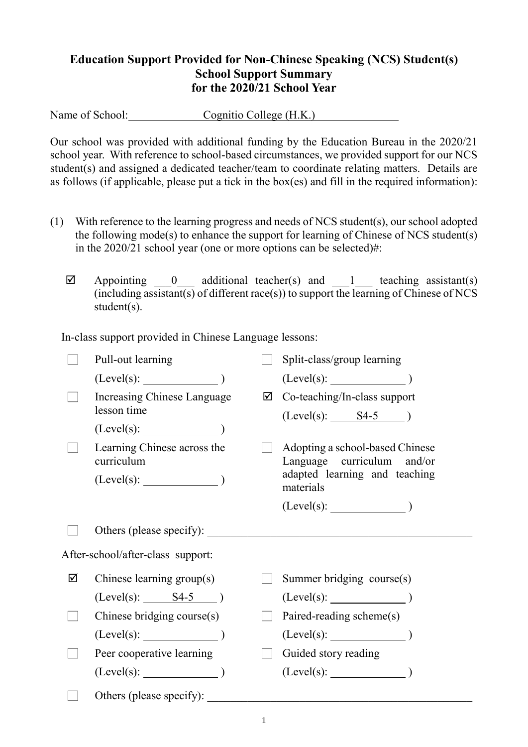# Education Support Provided for Non-Chinese Speaking (NCS) Student(s)
## School Support Summary
## for the 2020/21 School Year

Name of School: Cognitio College (H.K.)

Our school was provided with additional funding by the Education Bureau in the 2020/21 school year. With reference to school-based circumstances, we provided support for our NCS student(s) and assigned a dedicated teacher/team to coordinate relating matters. Details are as follows (if applicable, please put a tick in the box(es) and fill in the required information):

(1) With reference to the learning progress and needs of NCS student(s), our school adopted the following mode(s) to enhance the support for learning of Chinese of NCS student(s) in the 2020/21 school year (one or more options can be selected)#:

☑ Appointing 0 additional teacher(s) and 1 teaching assistant(s) (including assistant(s) of different race(s)) to support the learning of Chinese of NCS student(s).

In-class support provided in Chinese Language lessons:

☐ Pull-out learning (Level(s): ______ )

☐ Split-class/group learning (Level(s): ______ )

☐ Increasing Chinese Language lesson time (Level(s): ______ )

☑ Co-teaching/In-class support (Level(s): S4-5 )

☐ Learning Chinese across the curriculum (Level(s): ______ )

☐ Adopting a school-based Chinese Language curriculum and/or adapted learning and teaching materials (Level(s): ______ )

☐ Others (please specify): ______

After-school/after-class support:

☑ Chinese learning group(s) (Level(s): S4-5 )

☐ Summer bridging course(s) (Level(s): ______ )

☐ Chinese bridging course(s) (Level(s): ______ )

☐ Paired-reading scheme(s) (Level(s): ______ )

☐ Peer cooperative learning (Level(s): ______ )

☐ Guided story reading (Level(s): ______ )

☐ Others (please specify): ______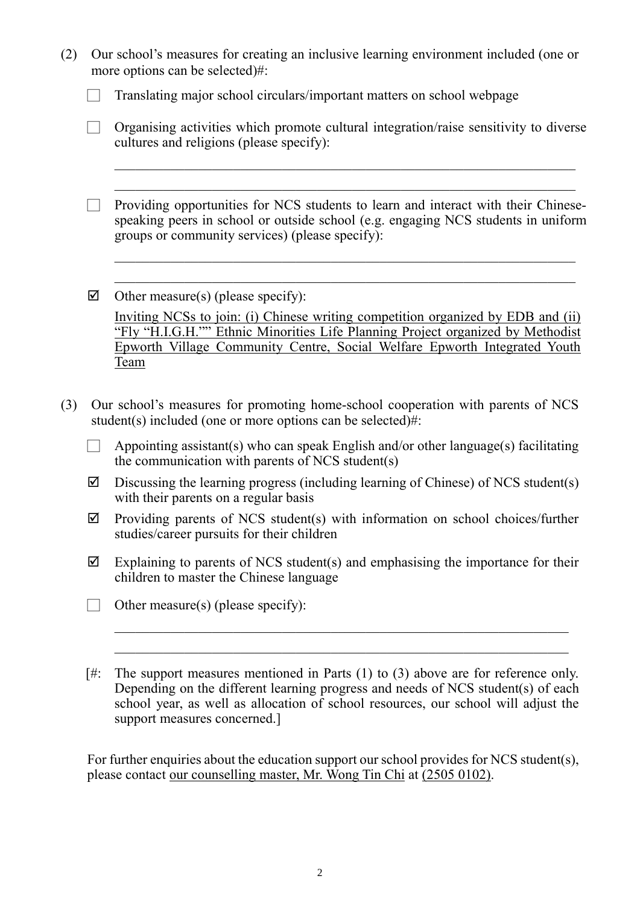(2) Our school's measures for creating an inclusive learning environment included (one or more options can be selected)#:

- ☐ Translating major school circulars/important matters on school webpage
- ☐ Organising activities which promote cultural integration/raise sensitivity to diverse cultures and religions (please specify):

  \_\_\_\_\_\_\_\_\_\_\_\_\_\_\_\_\_\_\_\_\_\_\_\_\_\_\_\_\_\_\_\_\_\_\_\_\_\_\_\_\_\_\_\_\_\_\_\_\_\_\_\_\_\_\_\_\_\_\_\_\_\_

  \_\_\_\_\_\_\_\_\_\_\_\_\_\_\_\_\_\_\_\_\_\_\_\_\_\_\_\_\_\_\_\_\_\_\_\_\_\_\_\_\_\_\_\_\_\_\_\_\_\_\_\_\_\_\_\_\_\_\_\_\_\_

- ☐ Providing opportunities for NCS students to learn and interact with their Chinese-speaking peers in school or outside school (e.g. engaging NCS students in uniform groups or community services) (please specify):

  \_\_\_\_\_\_\_\_\_\_\_\_\_\_\_\_\_\_\_\_\_\_\_\_\_\_\_\_\_\_\_\_\_\_\_\_\_\_\_\_\_\_\_\_\_\_\_\_\_\_\_\_\_\_\_\_\_\_\_\_\_\_

  \_\_\_\_\_\_\_\_\_\_\_\_\_\_\_\_\_\_\_\_\_\_\_\_\_\_\_\_\_\_\_\_\_\_\_\_\_\_\_\_\_\_\_\_\_\_\_\_\_\_\_\_\_\_\_\_\_\_\_\_\_\_

- ☑ Other measure(s) (please specify):

  Inviting NCSs to join: (i) Chinese writing competition organized by EDB and (ii) "Fly "H.I.G.H."" Ethnic Minorities Life Planning Project organized by Methodist Epworth Village Community Centre, Social Welfare Epworth Integrated Youth Team

(3) Our school's measures for promoting home-school cooperation with parents of NCS student(s) included (one or more options can be selected)#:

- ☐ Appointing assistant(s) who can speak English and/or other language(s) facilitating the communication with parents of NCS student(s)
- ☑ Discussing the learning progress (including learning of Chinese) of NCS student(s) with their parents on a regular basis
- ☑ Providing parents of NCS student(s) with information on school choices/further studies/career pursuits for their children
- ☑ Explaining to parents of NCS student(s) and emphasising the importance for their children to master the Chinese language
- ☐ Other measure(s) (please specify):

  \_\_\_\_\_\_\_\_\_\_\_\_\_\_\_\_\_\_\_\_\_\_\_\_\_\_\_\_\_\_\_\_\_\_\_\_\_\_\_\_\_\_\_\_\_\_\_\_\_\_\_\_\_\_\_\_\_\_\_\_\_\_

  \_\_\_\_\_\_\_\_\_\_\_\_\_\_\_\_\_\_\_\_\_\_\_\_\_\_\_\_\_\_\_\_\_\_\_\_\_\_\_\_\_\_\_\_\_\_\_\_\_\_\_\_\_\_\_\_\_\_\_\_\_\_

[#: The support measures mentioned in Parts (1) to (3) above are for reference only. Depending on the different learning progress and needs of NCS student(s) of each school year, as well as allocation of school resources, our school will adjust the support measures concerned.]

For further enquiries about the education support our school provides for NCS student(s), please contact our counselling master, Mr. Wong Tin Chi at (2505 0102).